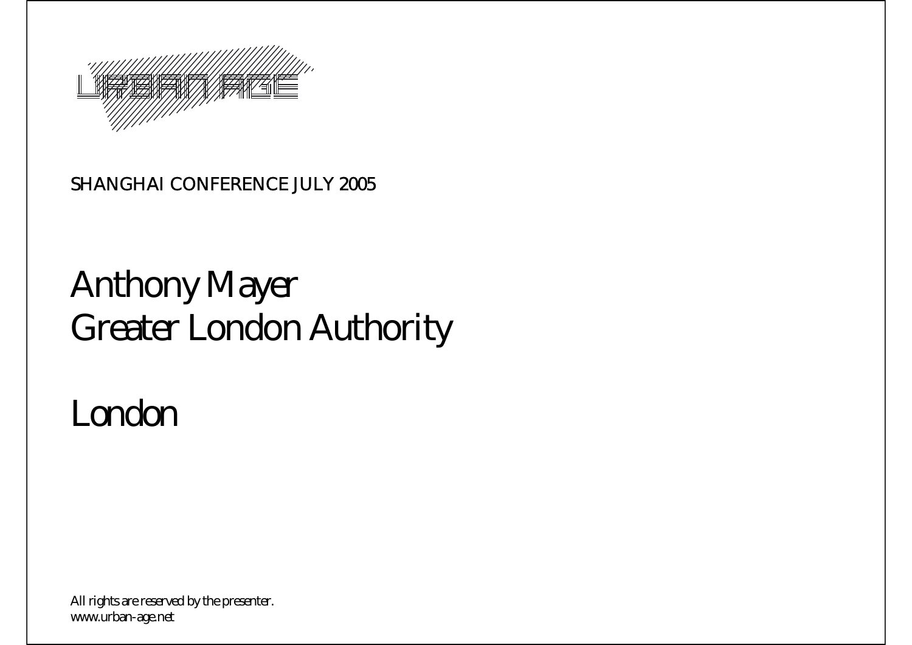URBAN AGE

SHANGHAI CONFERENCE JULY 2005

# Anthony Mayer
# Greater London Authority

# London

All rights are reserved by the presenter.
www.urban-age.net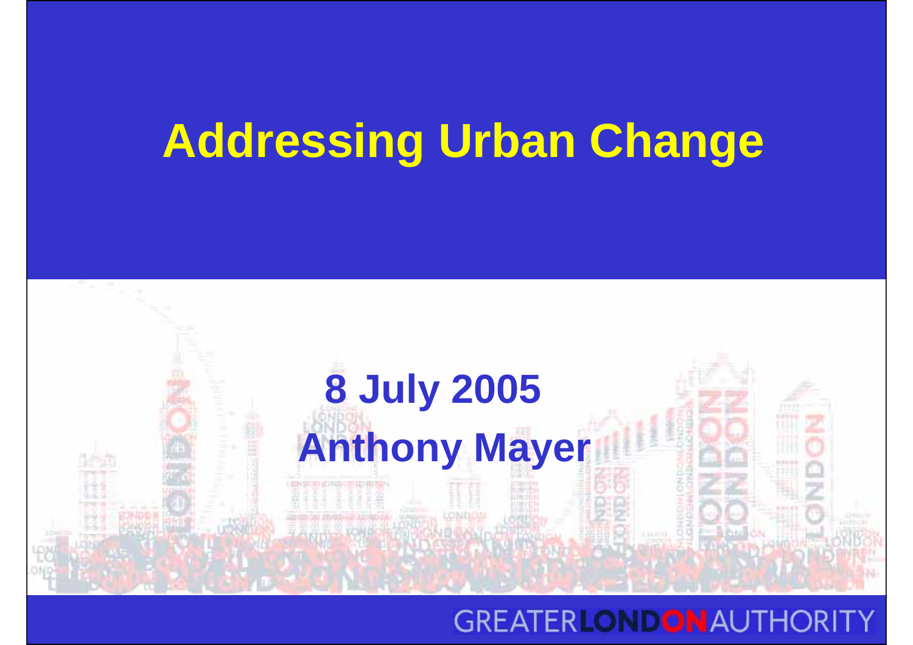# Addressing Urban Change

**8 July 2005**

**Anthony Mayer**

GREATER LONDON AUTHORITY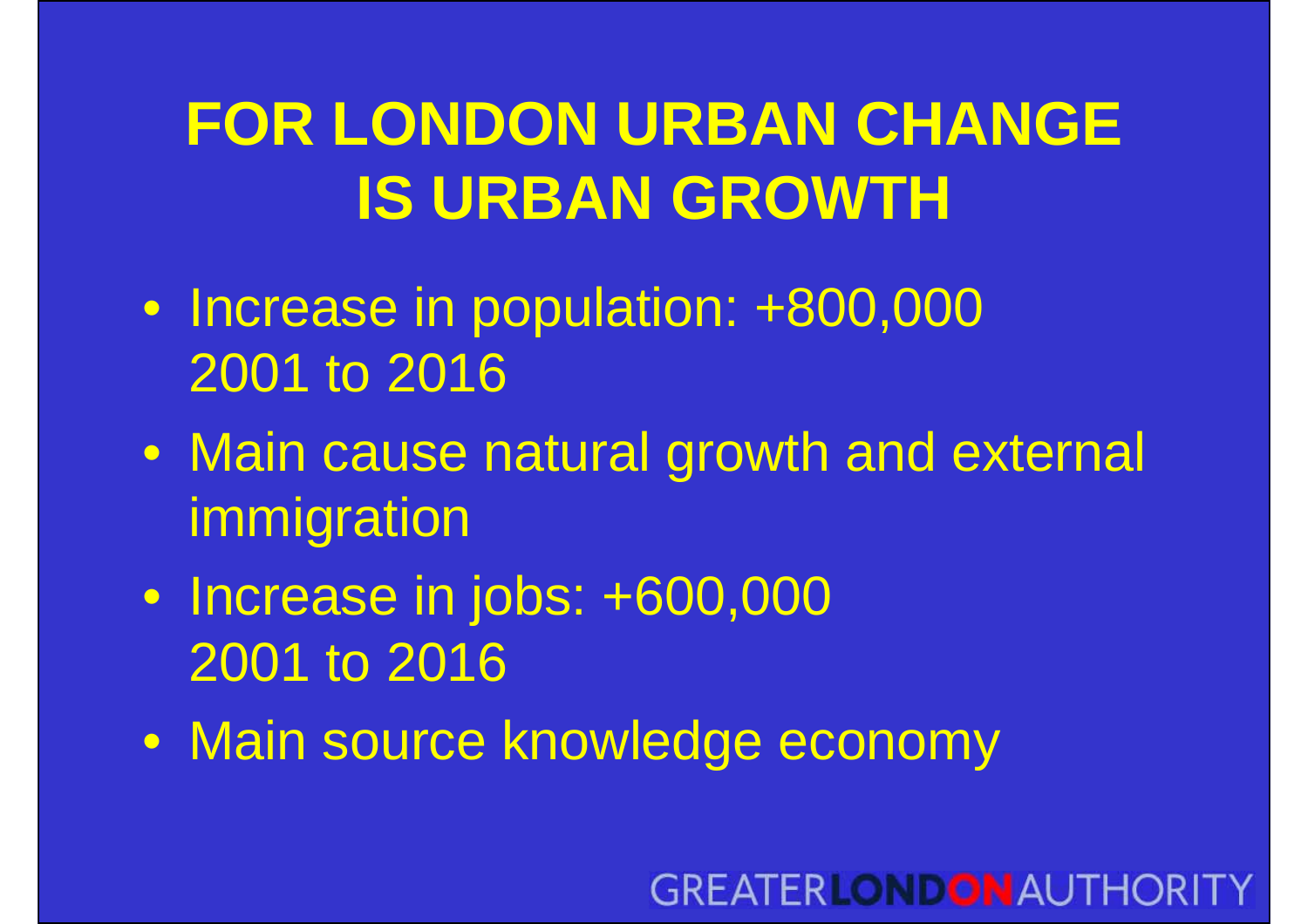# FOR LONDON URBAN CHANGE IS URBAN GROWTH

- Increase in population: +800,000 2001 to 2016
- Main cause natural growth and external immigration
- Increase in jobs: +600,000 2001 to 2016
- Main source knowledge economy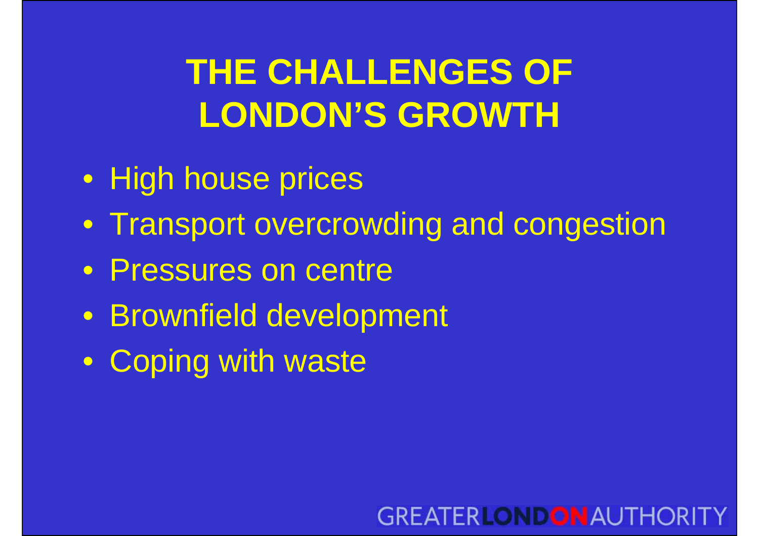# THE CHALLENGES OF LONDON'S GROWTH

- High house prices
- Transport overcrowding and congestion
- Pressures on centre
- Brownfield development
- Coping with waste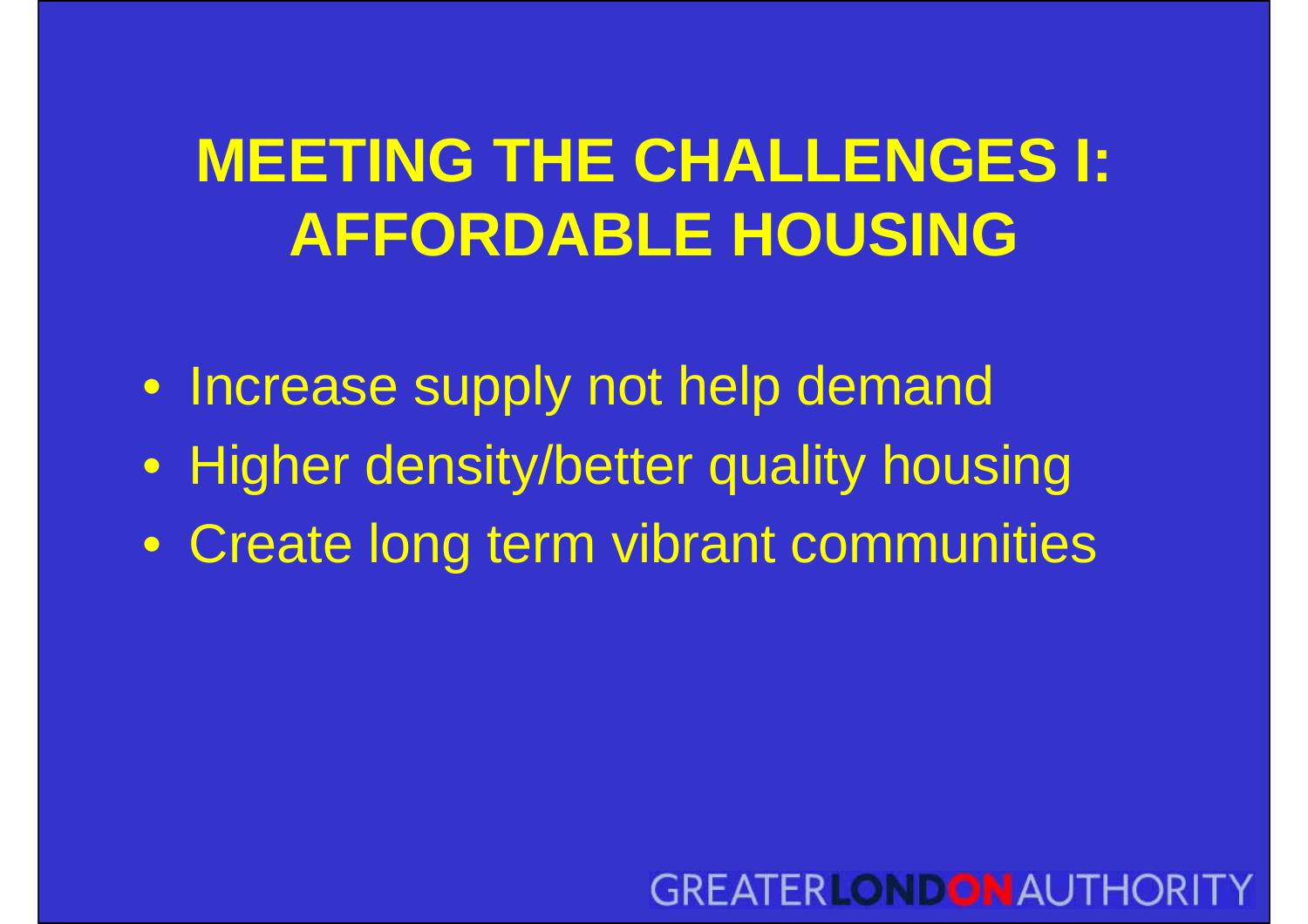# MEETING THE CHALLENGES I: AFFORDABLE HOUSING

- Increase supply not help demand
- Higher density/better quality housing
- Create long term vibrant communities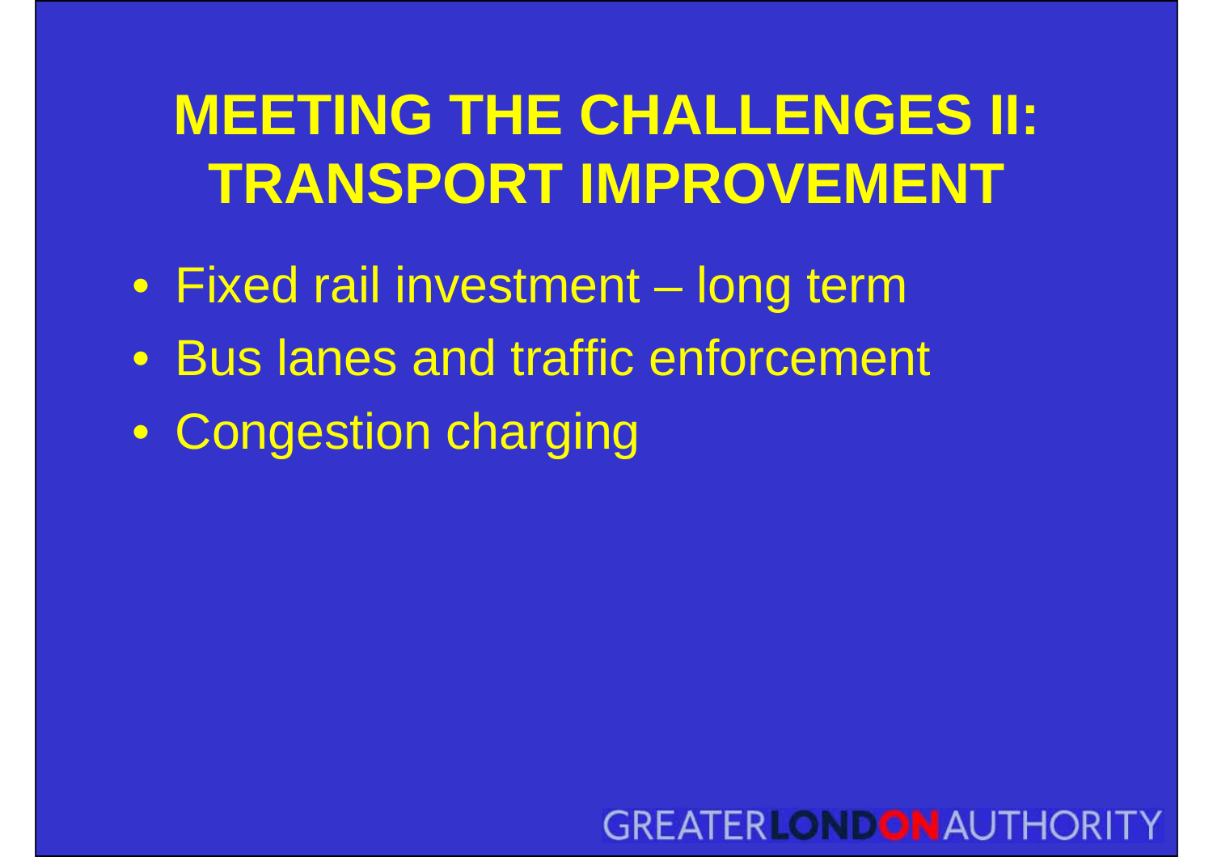# MEETING THE CHALLENGES II: TRANSPORT IMPROVEMENT

- Fixed rail investment – long term
- Bus lanes and traffic enforcement
- Congestion charging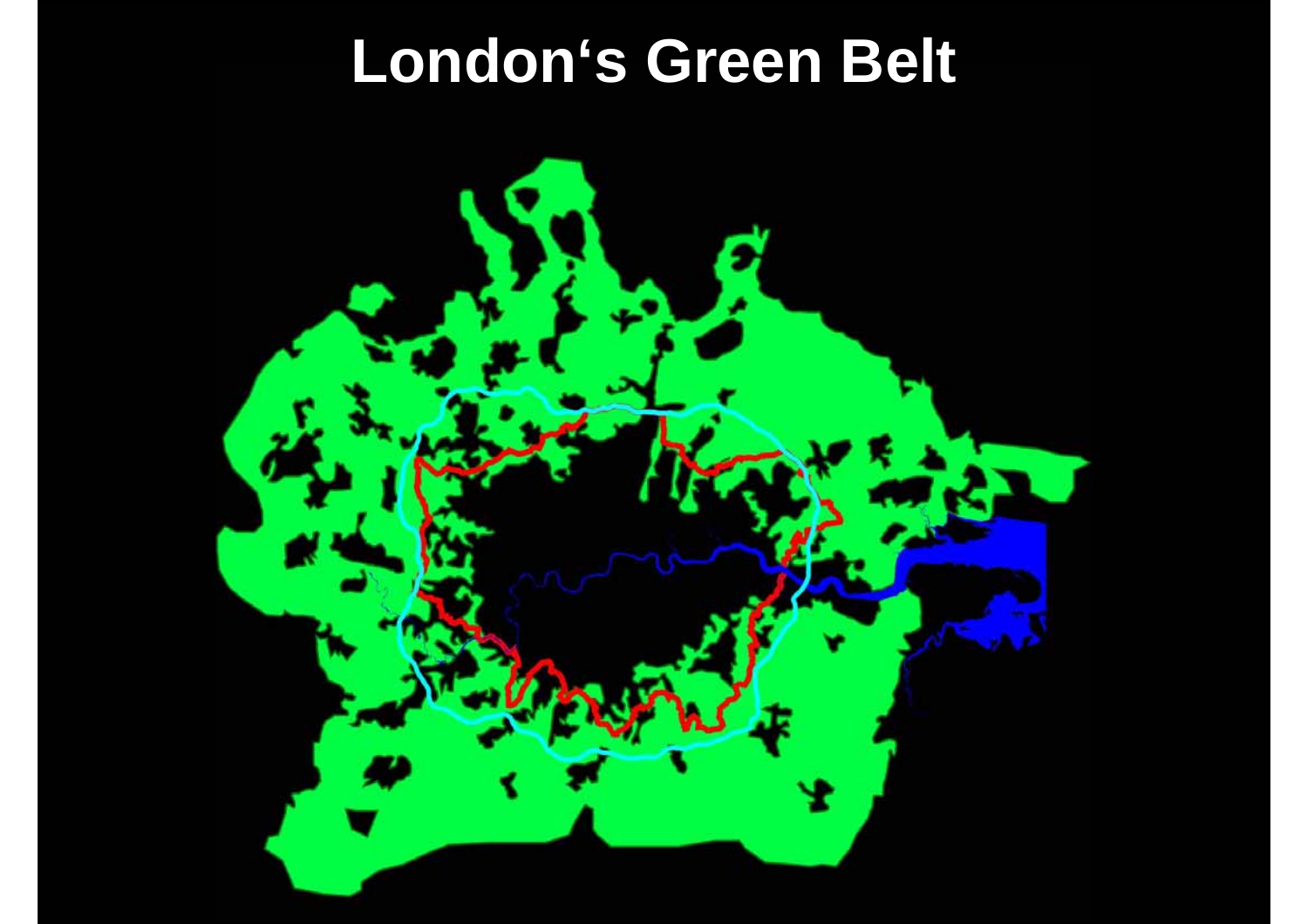# London's Green Belt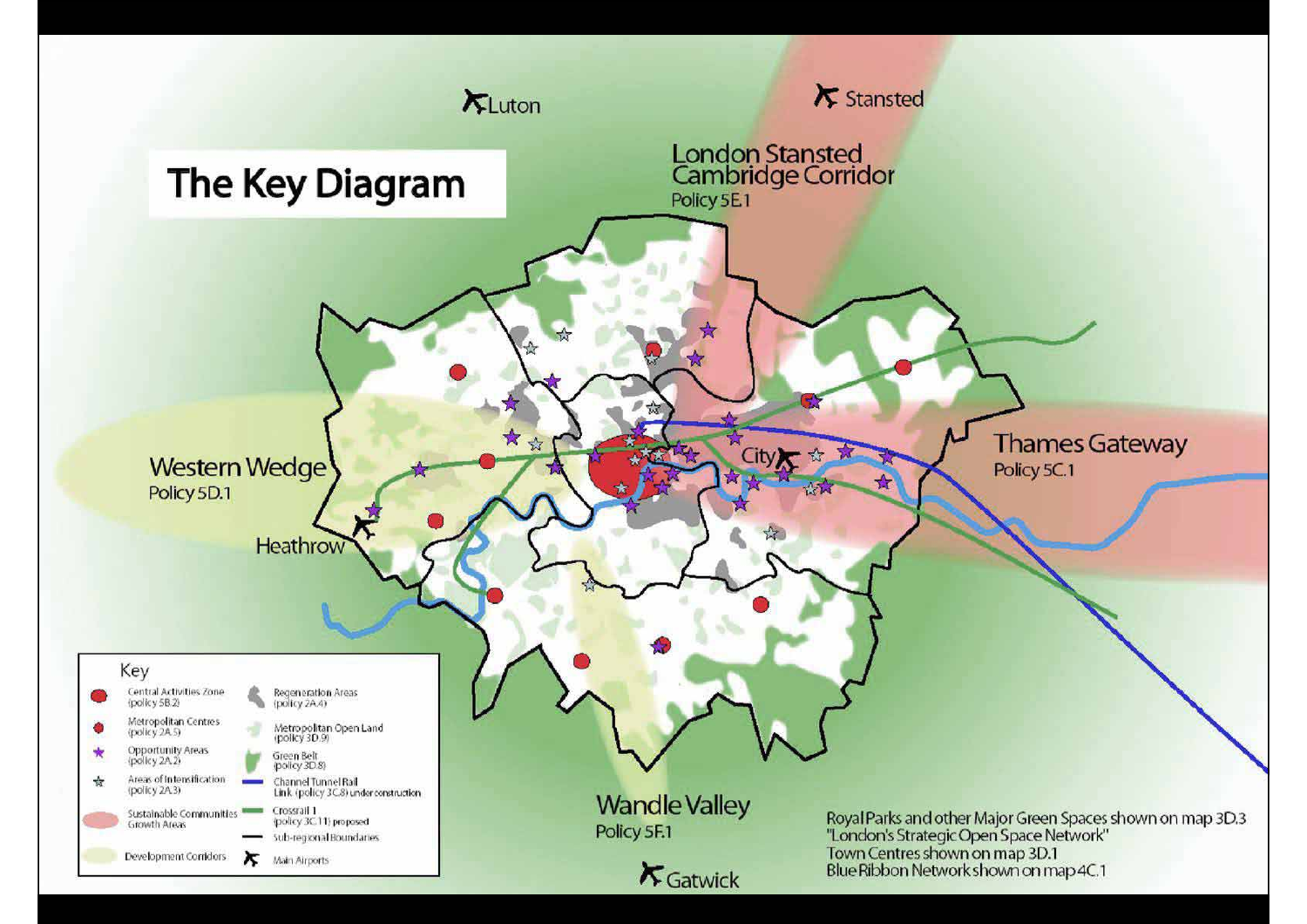# The Key Diagram

Luton

Stansted

London Stansted Cambridge Corridor
Policy 5E.1

Western Wedge
Policy 5D.1

Heathrow

City

Thames Gateway
Policy 5C.1

Wandle Valley
Policy 5F.1

Gatwick

**Key**

- Central Activities Zone (policy 5B.2)
- Metropolitan Centres (policy 2A.5)
- Opportunity Areas (policy 2A.2)
- Areas of Intensification (policy 2A.3)
- Sustainable Communities Growth Areas
- Development Corridors
- Regeneration Areas (policy 2A.4)
- Metropolitan Open Land (policy 3D.9)
- Green Belt (policy 3D.8)
- Channel Tunnel Rail Link (policy 3C.8) under construction
- Crossrail 1 (policy 3C.11) proposed
- Sub-regional Boundaries
- Main Airports

Royal Parks and other Major Green Spaces shown on map 3D.3 "London's Strategic Open Space Network"
Town Centres shown on map 3D.1
Blue Ribbon Network shown on map 4C.1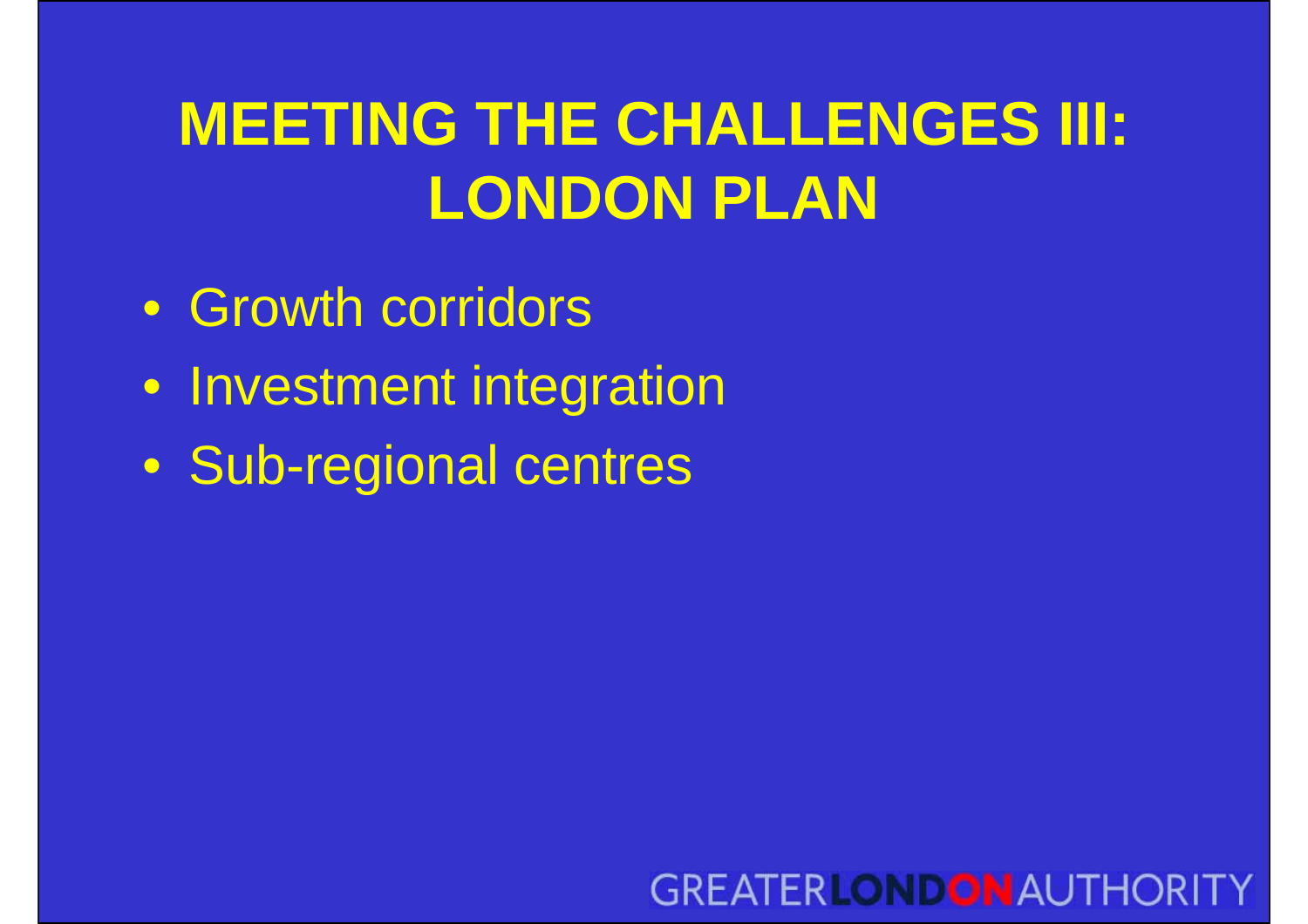# MEETING THE CHALLENGES III: LONDON PLAN

- Growth corridors
- Investment integration
- Sub-regional centres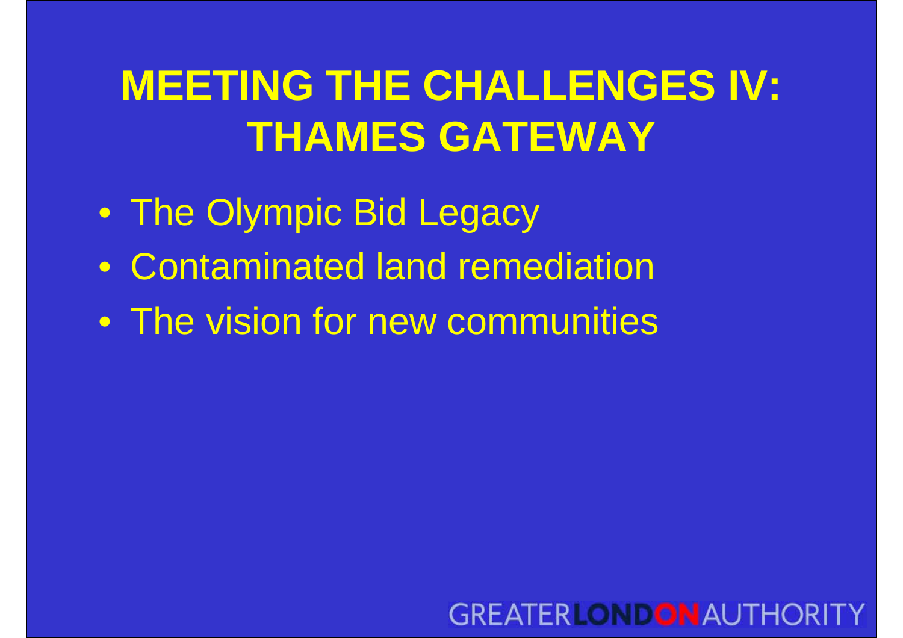# MEETING THE CHALLENGES IV: THAMES GATEWAY

- The Olympic Bid Legacy
- Contaminated land remediation
- The vision for new communities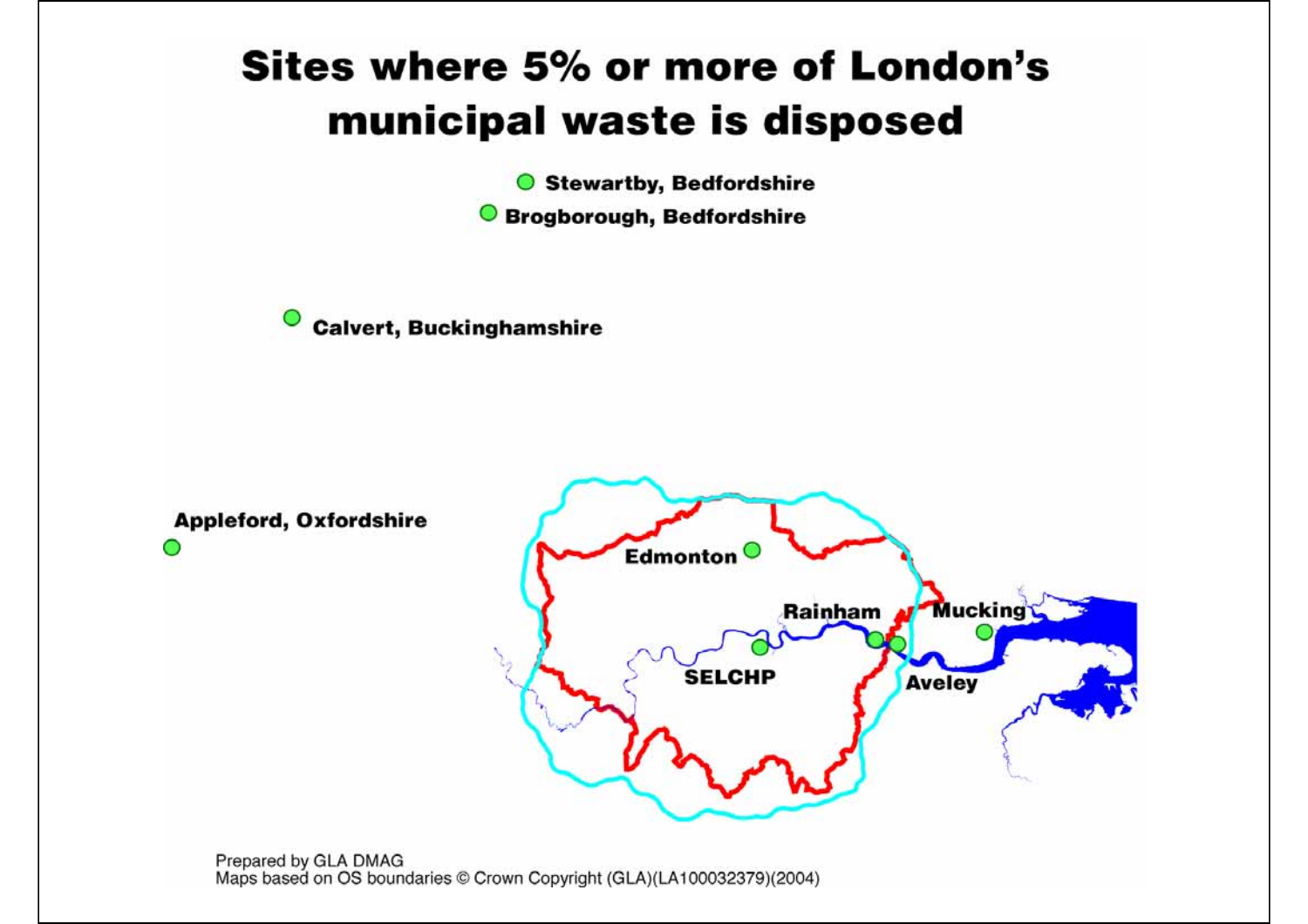# Sites where 5% or more of London's municipal waste is disposed

Stewartby, Bedfordshire

Brogborough, Bedfordshire

Calvert, Buckinghamshire

Appleford, Oxfordshire

Edmonton

Rainham

Mucking

SELCHP

Aveley

Prepared by GLA DMAG
Maps based on OS boundaries © Crown Copyright (GLA)(LA100032379)(2004)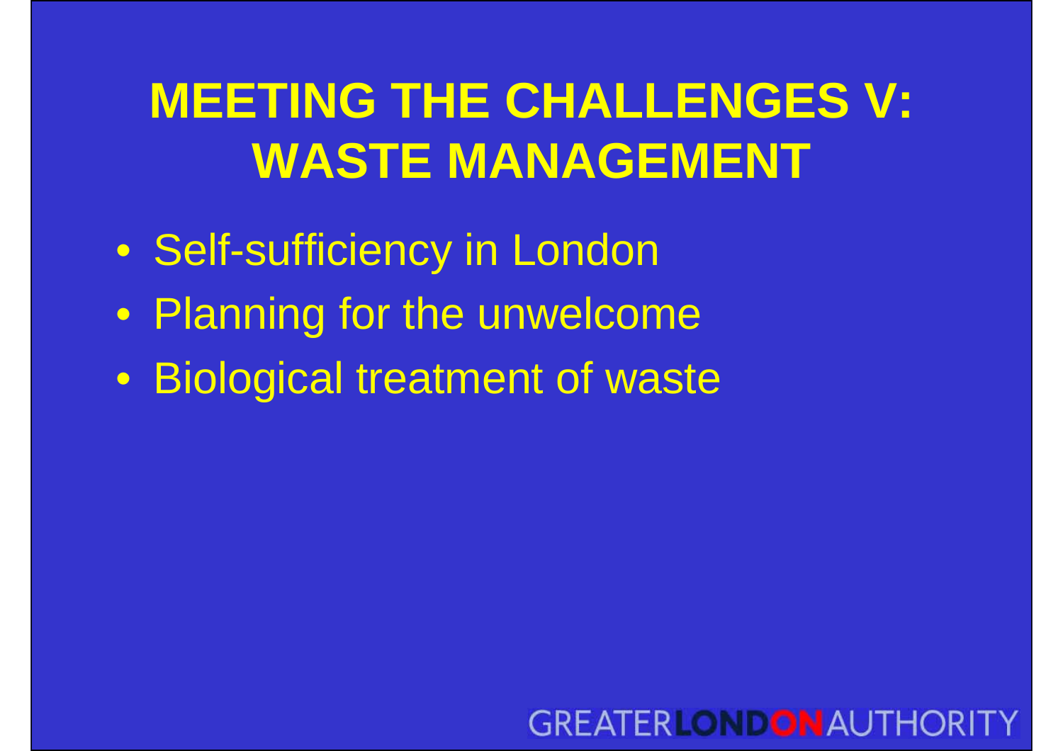# MEETING THE CHALLENGES V: WASTE MANAGEMENT

- Self-sufficiency in London
- Planning for the unwelcome
- Biological treatment of waste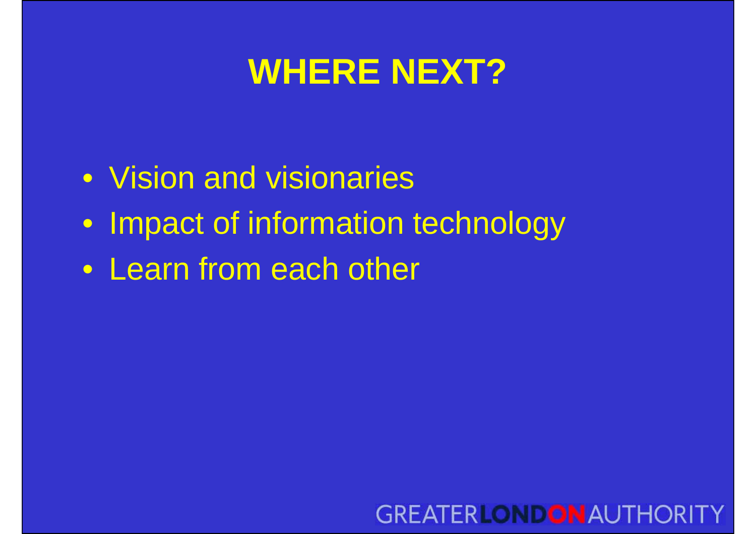# WHERE NEXT?

- Vision and visionaries
- Impact of information technology
- Learn from each other